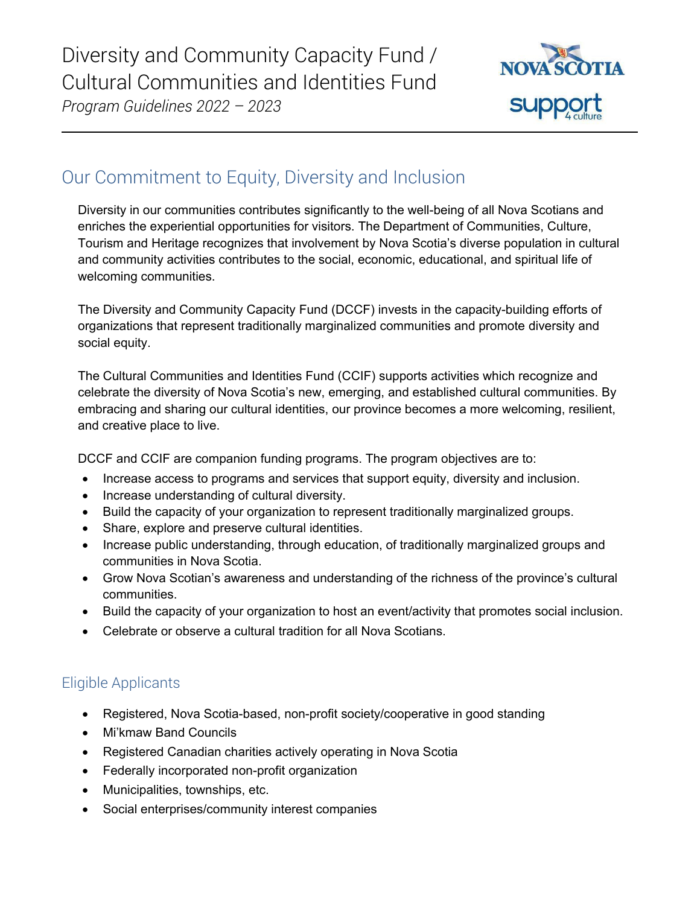# Diversity and Community Capacity Fund / Cultural Communities and Identities Fund

*Program Guidelines 2022 – 2023*

## Our Commitment to Equity, Diversity and Inclusion

Diversity in our communities contributes significantly to the well-being of all Nova Scotians and enriches the experiential opportunities for visitors. The Department of Communities, Culture, Tourism and Heritage recognizes that involvement by Nova Scotia's diverse population in cultural and community activities contributes to the social, economic, educational, and spiritual life of welcoming communities.

The Diversity and Community Capacity Fund (DCCF) invests in the capacity-building efforts of organizations that represent traditionally marginalized communities and promote diversity and social equity.

The Cultural Communities and Identities Fund (CCIF) supports activities which recognize and celebrate the diversity of Nova Scotia's new, emerging, and established cultural communities. By embracing and sharing our cultural identities, our province becomes a more welcoming, resilient, and creative place to live.

DCCF and CCIF are companion funding programs. The program objectives are to:

- Increase access to programs and services that support equity, diversity and inclusion.
- Increase understanding of cultural diversity.
- Build the capacity of your organization to represent traditionally marginalized groups.
- Share, explore and preserve cultural identities.
- Increase public understanding, through education, of traditionally marginalized groups and communities in Nova Scotia.
- Grow Nova Scotian's awareness and understanding of the richness of the province's cultural communities.
- Build the capacity of your organization to host an event/activity that promotes social inclusion.
- Celebrate or observe a cultural tradition for all Nova Scotians.

### Eligible Applicants

- Registered, Nova Scotia-based, non-profit society/cooperative in good standing
- Mi'kmaw Band Councils
- Registered Canadian charities actively operating in Nova Scotia
- Federally incorporated non-profit organization
- Municipalities, townships, etc.
- Social enterprises/community interest companies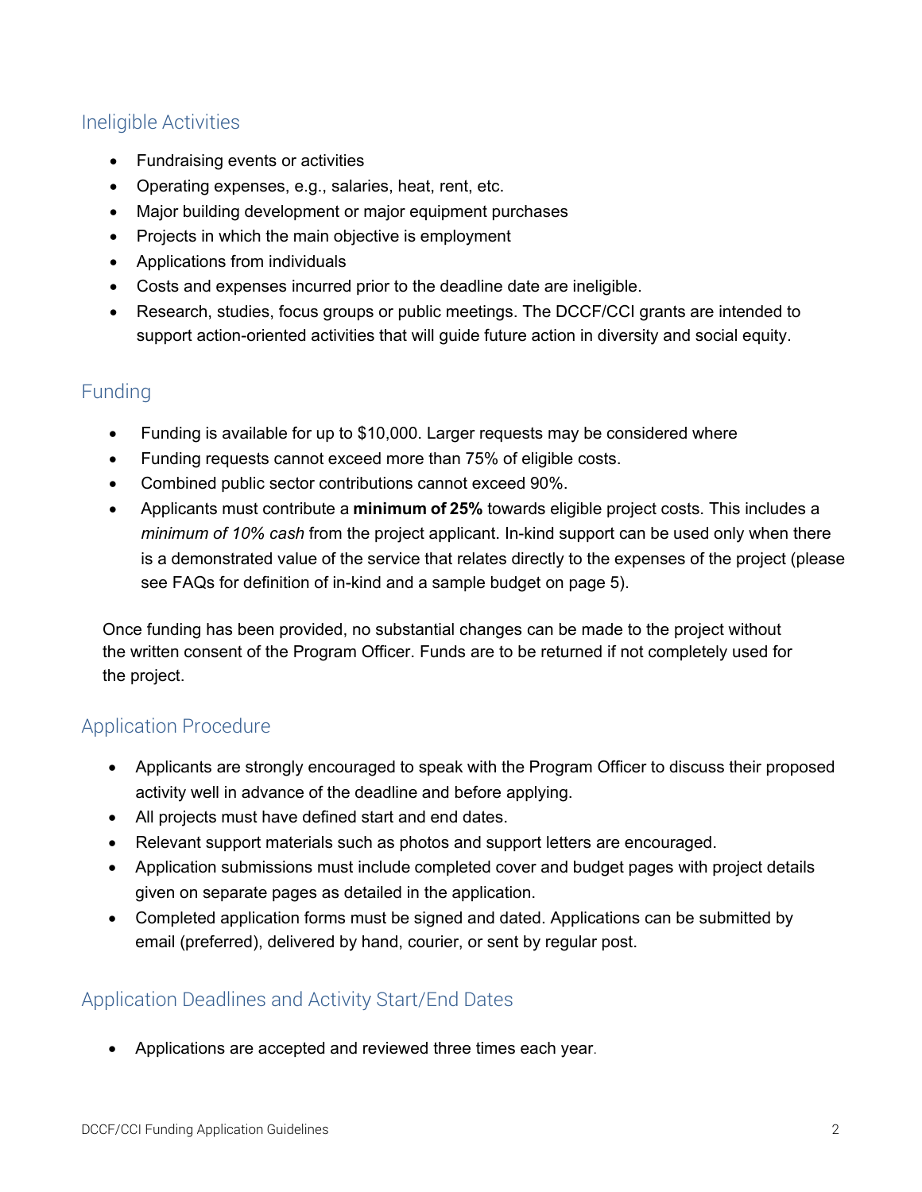## Ineligible Activities

- Fundraising events or activities
- Operating expenses, e.g., salaries, heat, rent, etc.
- Major building development or major equipment purchases
- Projects in which the main objective is employment
- Applications from individuals
- Costs and expenses incurred prior to the deadline date are ineligible.
- Research, studies, focus groups or public meetings. The DCCF/CCI grants are intended to support action-oriented activities that will guide future action in diversity and social equity.

## Funding

- Funding is available for up to $10,000. Larger requests may be considered where
- Funding requests cannot exceed more than 75% of eligible costs.
- Combined public sector contributions cannot exceed 90%.
- Applicants must contribute a **minimum of 25%** towards eligible project costs. This includes a *minimum of 10% cash* from the project applicant. In-kind support can be used only when there is a demonstrated value of the service that relates directly to the expenses of the project (please see FAQs for definition of in-kind and a sample budget on page 5).

Once funding has been provided, no substantial changes can be made to the project without the written consent of the Program Officer. Funds are to be returned if not completely used for the project.

## Application Procedure

- Applicants are strongly encouraged to speak with the Program Officer to discuss their proposed activity well in advance of the deadline and before applying.
- All projects must have defined start and end dates.
- Relevant support materials such as photos and support letters are encouraged.
- Application submissions must include completed cover and budget pages with project details given on separate pages as detailed in the application.
- Completed application forms must be signed and dated. Applications can be submitted by email (preferred), delivered by hand, courier, or sent by regular post.

## Application Deadlines and Activity Start/End Dates

- Applications are accepted and reviewed three times each year.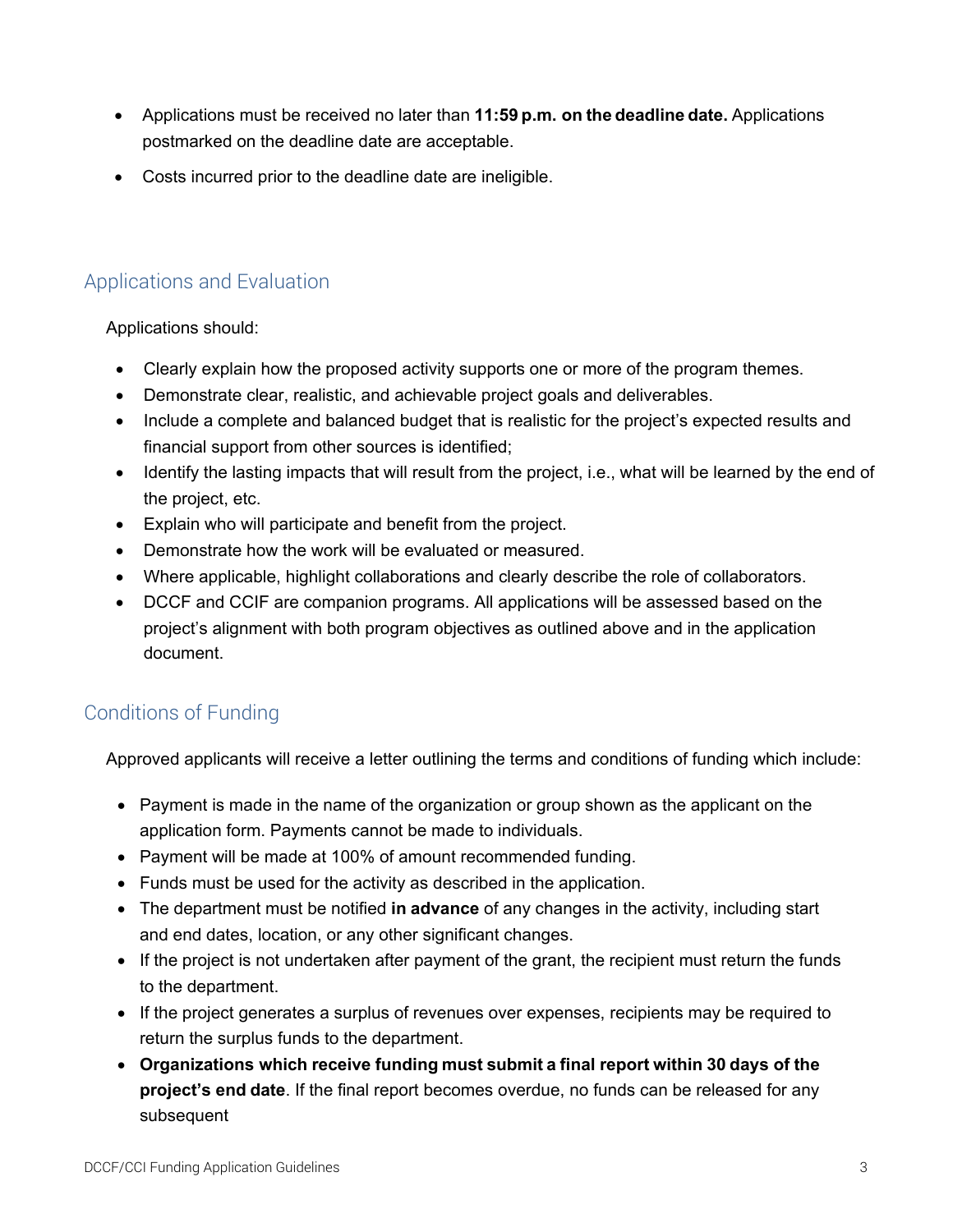- Applications must be received no later than **11:59 p.m. on the deadline date.** Applications postmarked on the deadline date are acceptable.
- Costs incurred prior to the deadline date are ineligible.

## Applications and Evaluation

Applications should:

- Clearly explain how the proposed activity supports one or more of the program themes.
- Demonstrate clear, realistic, and achievable project goals and deliverables.
- Include a complete and balanced budget that is realistic for the project's expected results and financial support from other sources is identified;
- Identify the lasting impacts that will result from the project, i.e., what will be learned by the end of the project, etc.
- Explain who will participate and benefit from the project.
- Demonstrate how the work will be evaluated or measured.
- Where applicable, highlight collaborations and clearly describe the role of collaborators.
- DCCF and CCIF are companion programs. All applications will be assessed based on the project's alignment with both program objectives as outlined above and in the application document.

## Conditions of Funding

Approved applicants will receive a letter outlining the terms and conditions of funding which include:

- Payment is made in the name of the organization or group shown as the applicant on the application form. Payments cannot be made to individuals.
- Payment will be made at 100% of amount recommended funding.
- Funds must be used for the activity as described in the application.
- The department must be notified **in advance** of any changes in the activity, including start and end dates, location, or any other significant changes.
- If the project is not undertaken after payment of the grant, the recipient must return the funds to the department.
- If the project generates a surplus of revenues over expenses, recipients may be required to return the surplus funds to the department.
- **Organizations which receive funding must submit a final report within 30 days of the project's end date**. If the final report becomes overdue, no funds can be released for any subsequent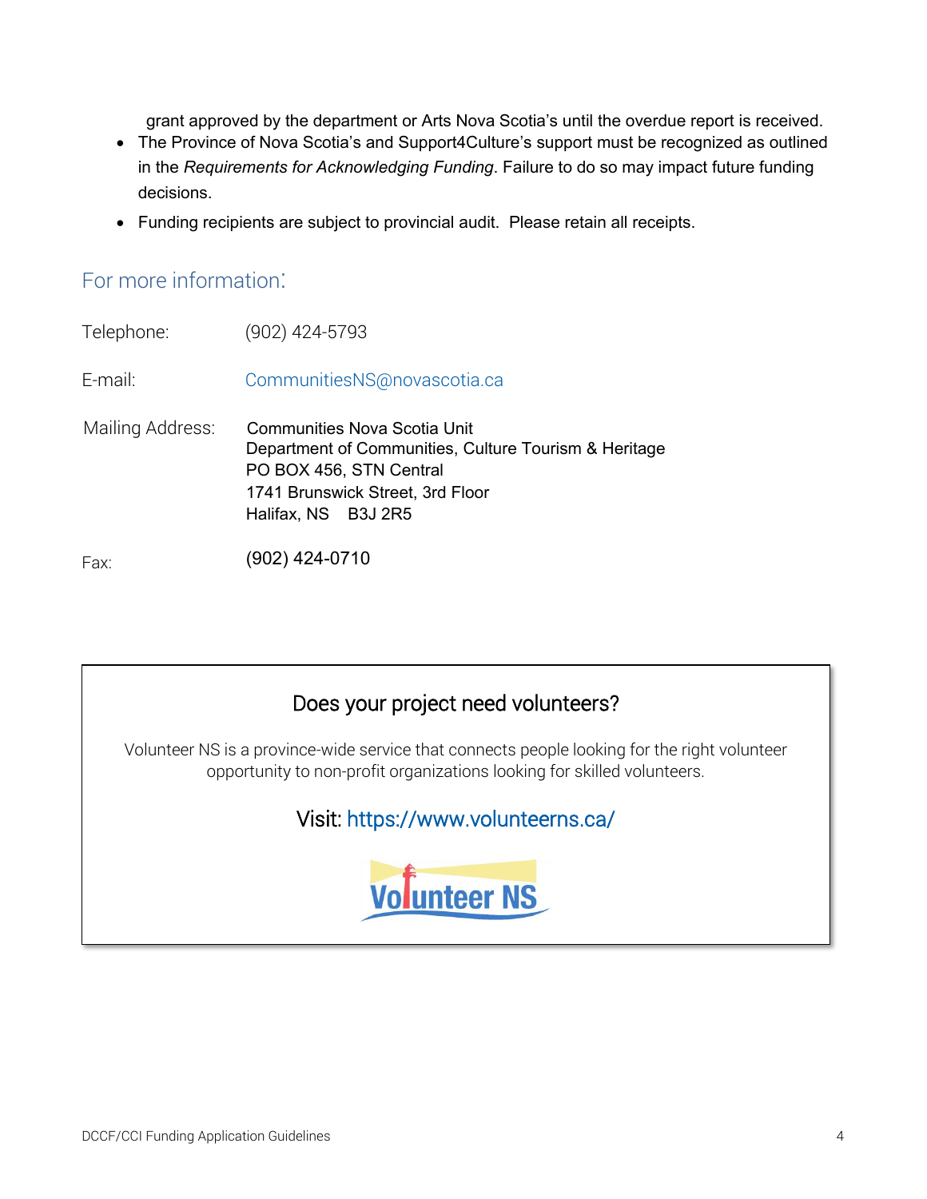grant approved by the department or Arts Nova Scotia's until the overdue report is received.

- The Province of Nova Scotia's and Support4Culture's support must be recognized as outlined in the *Requirements for Acknowledging Funding*. Failure to do so may impact future funding decisions.
- Funding recipients are subject to provincial audit. Please retain all receipts.

## For more information:

Telephone: (902) 424-5793

E-mail: CommunitiesNS@novascotia.ca

Mailing Address:
Communities Nova Scotia Unit
Department of Communities, Culture Tourism & Heritage
PO BOX 456, STN Central
1741 Brunswick Street, 3rd Floor
Halifax, NS B3J 2R5

Fax: (902) 424-0710

### Does your project need volunteers?

Volunteer NS is a province-wide service that connects people looking for the right volunteer opportunity to non-profit organizations looking for skilled volunteers.

Visit: https://www.volunteerns.ca/

Volunteer NS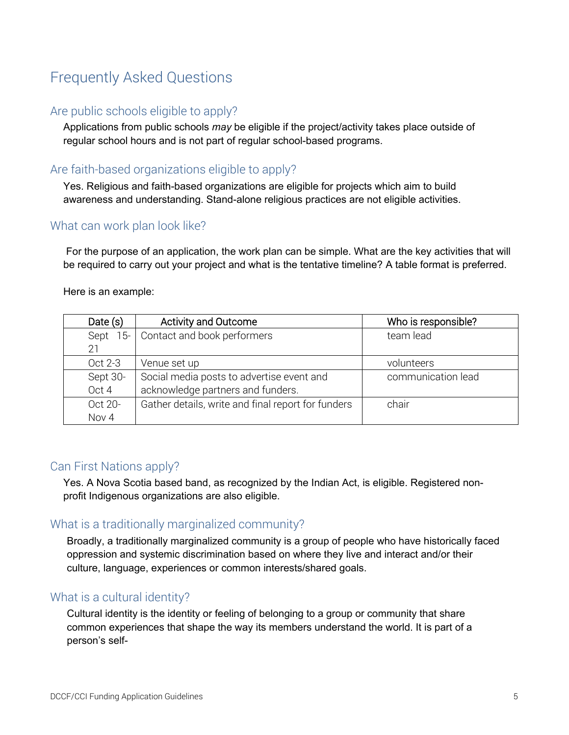# Frequently Asked Questions

## Are public schools eligible to apply?

Applications from public schools *may* be eligible if the project/activity takes place outside of regular school hours and is not part of regular school-based programs.

## Are faith-based organizations eligible to apply?

Yes. Religious and faith-based organizations are eligible for projects which aim to build awareness and understanding. Stand-alone religious practices are not eligible activities.

## What can work plan look like?

For the purpose of an application, the work plan can be simple. What are the key activities that will be required to carry out your project and what is the tentative timeline? A table format is preferred.

Here is an example:

| Date (s) | Activity and Outcome | Who is responsible? |
|---|---|---|
| Sept 15-21 | Contact and book performers | team lead |
| Oct 2-3 | Venue set up | volunteers |
| Sept 30-Oct 4 | Social media posts to advertise event and acknowledge partners and funders. | communication lead |
| Oct 20-Nov 4 | Gather details, write and final report for funders | chair |

## Can First Nations apply?

Yes. A Nova Scotia based band, as recognized by the Indian Act, is eligible. Registered non-profit Indigenous organizations are also eligible.

## What is a traditionally marginalized community?

Broadly, a traditionally marginalized community is a group of people who have historically faced oppression and systemic discrimination based on where they live and interact and/or their culture, language, experiences or common interests/shared goals.

## What is a cultural identity?

Cultural identity is the identity or feeling of belonging to a group or community that share common experiences that shape the way its members understand the world. It is part of a person's self-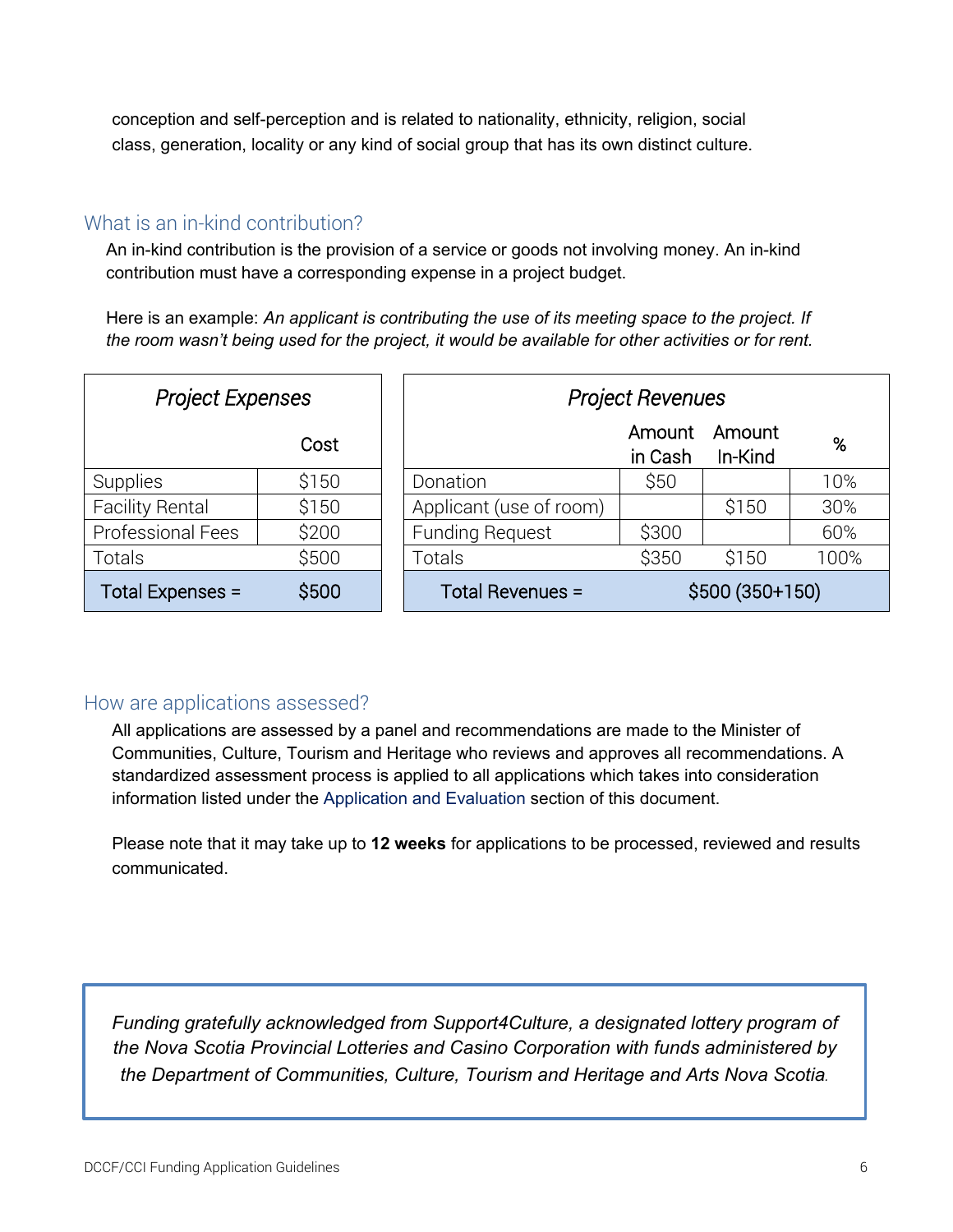conception and self-perception and is related to nationality, ethnicity, religion, social class, generation, locality or any kind of social group that has its own distinct culture.

## What is an in-kind contribution?

An in-kind contribution is the provision of a service or goods not involving money. An in-kind contribution must have a corresponding expense in a project budget.

Here is an example: *An applicant is contributing the use of its meeting space to the project. If the room wasn't being used for the project, it would be available for other activities or for rent.*

| *Project Expenses* | |
|---|---|
| | Cost |
| Supplies | $150 |
| Facility Rental | $150 |
| Professional Fees | $200 |
| Totals | $500 |
| Total Expenses = | $500 |

| *Project Revenues* | | | |
|---|---|---|---|
| | Amount in Cash | Amount In-Kind | % |
| Donation | $50 | | 10% |
| Applicant (use of room) | | $150 | 30% |
| Funding Request | $300 | | 60% |
| Totals | $350 | $150 | 100% |
| Total Revenues = | $500 (350+150) | | |

## How are applications assessed?

All applications are assessed by a panel and recommendations are made to the Minister of Communities, Culture, Tourism and Heritage who reviews and approves all recommendations. A standardized assessment process is applied to all applications which takes into consideration information listed under the Application and Evaluation section of this document.

Please note that it may take up to **12 weeks** for applications to be processed, reviewed and results communicated.

*Funding gratefully acknowledged from Support4Culture, a designated lottery program of the Nova Scotia Provincial Lotteries and Casino Corporation with funds administered by the Department of Communities, Culture, Tourism and Heritage and Arts Nova Scotia.*